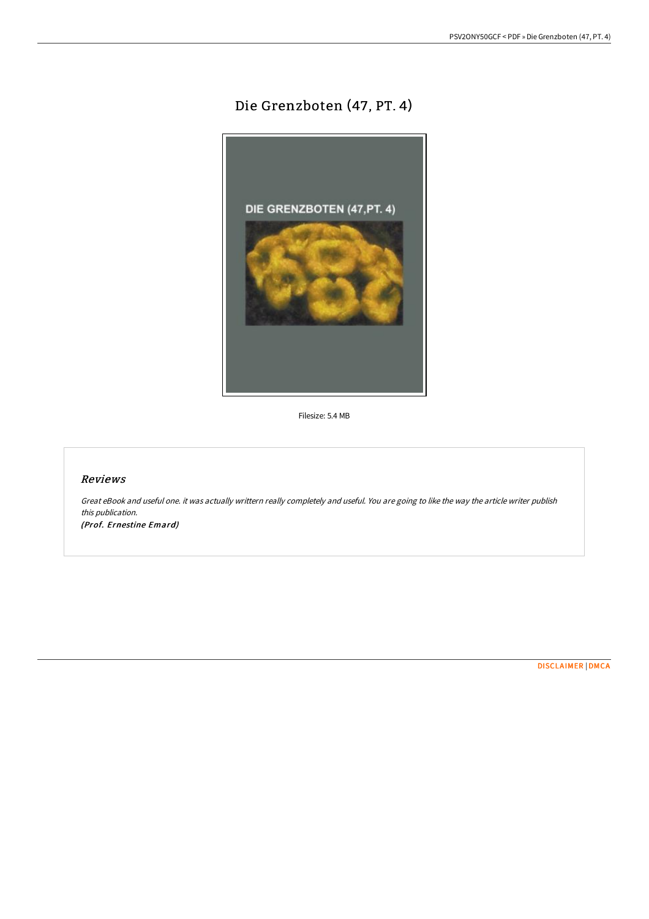# Die Grenzboten (47, PT. 4)

Filesize: 5.4 MB

## *Reviews*

*Great eBook and useful one. it was actually writtern really completely and useful. You are going to like the way the article writer publish this publication.*

***(Prof. Ernestine Emard)***

DISCLAIMER | DMCA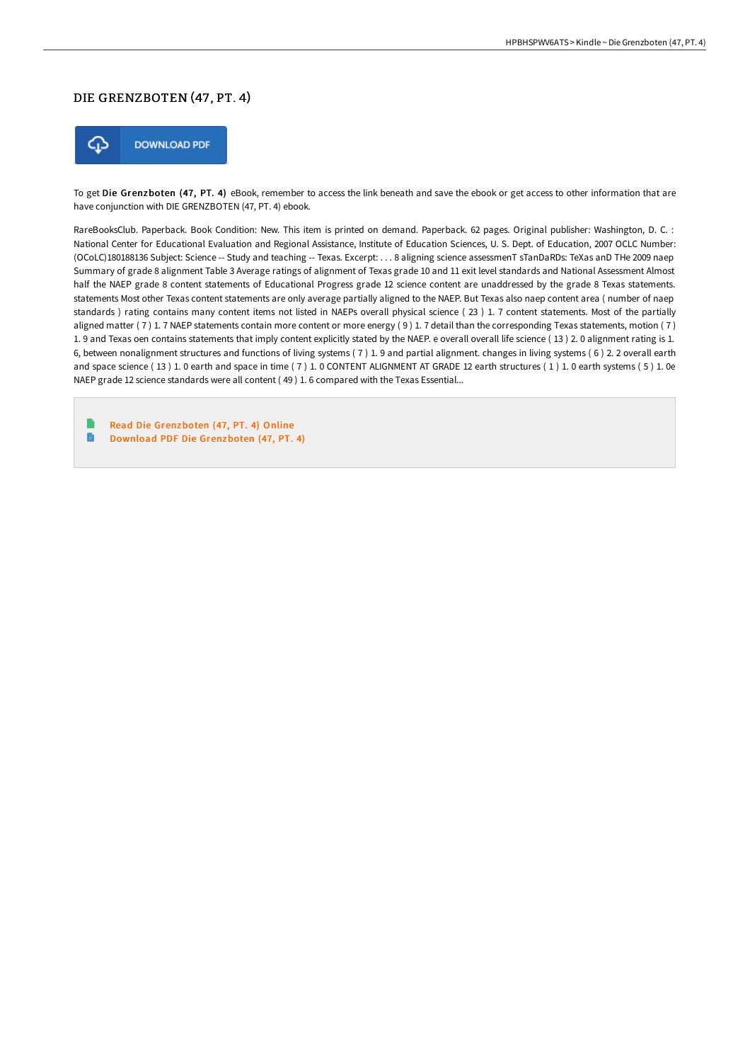# DIE GRENZBOTEN (47, PT. 4)

DOWNLOAD PDF

To get **Die Grenzboten (47, PT. 4)** eBook, remember to access the link beneath and save the ebook or get access to other information that are have conjunction with DIE GRENZBOTEN (47, PT. 4) ebook.

RareBooksClub. Paperback. Book Condition: New. This item is printed on demand. Paperback. 62 pages. Original publisher: Washington, D. C. : National Center for Educational Evaluation and Regional Assistance, Institute of Education Sciences, U. S. Dept. of Education, 2007 OCLC Number: (OCoLC)180188136 Subject: Science -- Study and teaching -- Texas. Excerpt: . . . 8 aligning science assessmenT sTanDaRDs: TeXas anD THe 2009 naep Summary of grade 8 alignment Table 3 Average ratings of alignment of Texas grade 10 and 11 exit level standards and National Assessment Almost half the NAEP grade 8 content statements of Educational Progress grade 12 science content are unaddressed by the grade 8 Texas statements. statements Most other Texas content statements are only average partially aligned to the NAEP. But Texas also naep content area ( number of naep standards ) rating contains many content items not listed in NAEPs overall physical science ( 23 ) 1. 7 content statements. Most of the partially aligned matter ( 7 ) 1. 7 NAEP statements contain more content or more energy ( 9 ) 1. 7 detail than the corresponding Texas statements, motion ( 7 ) 1. 9 and Texas oen contains statements that imply content explicitly stated by the NAEP. e overall overall life science ( 13 ) 2. 0 alignment rating is 1. 6, between nonalignment structures and functions of living systems ( 7 ) 1. 9 and partial alignment. changes in living systems ( 6 ) 2. 2 overall earth and space science ( 13 ) 1. 0 earth and space in time ( 7 ) 1. 0 CONTENT ALIGNMENT AT GRADE 12 earth structures ( 1 ) 1. 0 earth systems ( 5 ) 1. 0e NAEP grade 12 science standards were all content ( 49 ) 1. 6 compared with the Texas Essential...

- Read Die Grenzboten (47, PT. 4) Online
- Download PDF Die Grenzboten (47, PT. 4)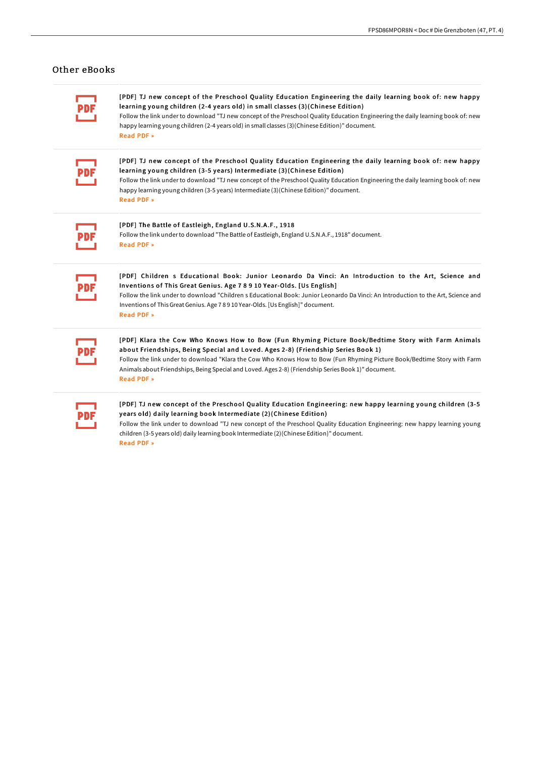## Other eBooks

**[PDF] TJ new concept of the Preschool Quality Education Engineering the daily learning book of: new happy learning young children (2-4 years old) in small classes (3)(Chinese Edition)**

Follow the link under to download "TJ new concept of the Preschool Quality Education Engineering the daily learning book of: new happy learning young children (2-4 years old) in small classes (3)(Chinese Edition)" document.

Read PDF »

**[PDF] TJ new concept of the Preschool Quality Education Engineering the daily learning book of: new happy learning young children (3-5 years) Intermediate (3)(Chinese Edition)**

Follow the link under to download "TJ new concept of the Preschool Quality Education Engineering the daily learning book of: new happy learning young children (3-5 years) Intermediate (3)(Chinese Edition)" document.

Read PDF »

**[PDF] The Battle of Eastleigh, England U.S.N.A.F., 1918**

Follow the link under to download "The Battle of Eastleigh, England U.S.N.A.F., 1918" document.

Read PDF »

**[PDF] Children s Educational Book: Junior Leonardo Da Vinci: An Introduction to the Art, Science and Inventions of This Great Genius. Age 7 8 9 10 Year-Olds. [Us English]**

Follow the link under to download "Children s Educational Book: Junior Leonardo Da Vinci: An Introduction to the Art, Science and Inventions of This Great Genius. Age 7 8 9 10 Year-Olds. [Us English]" document.

Read PDF »

**[PDF] Klara the Cow Who Knows How to Bow (Fun Rhyming Picture Book/Bedtime Story with Farm Animals about Friendships, Being Special and Loved. Ages 2-8) (Friendship Series Book 1)**

Follow the link under to download "Klara the Cow Who Knows How to Bow (Fun Rhyming Picture Book/Bedtime Story with Farm Animals about Friendships, Being Special and Loved. Ages 2-8) (Friendship Series Book 1)" document.

Read PDF »

**[PDF] TJ new concept of the Preschool Quality Education Engineering: new happy learning young children (3-5 years old) daily learning book Intermediate (2)(Chinese Edition)**

Follow the link under to download "TJ new concept of the Preschool Quality Education Engineering: new happy learning young children (3-5 years old) daily learning book Intermediate (2)(Chinese Edition)" document.

Read PDF »